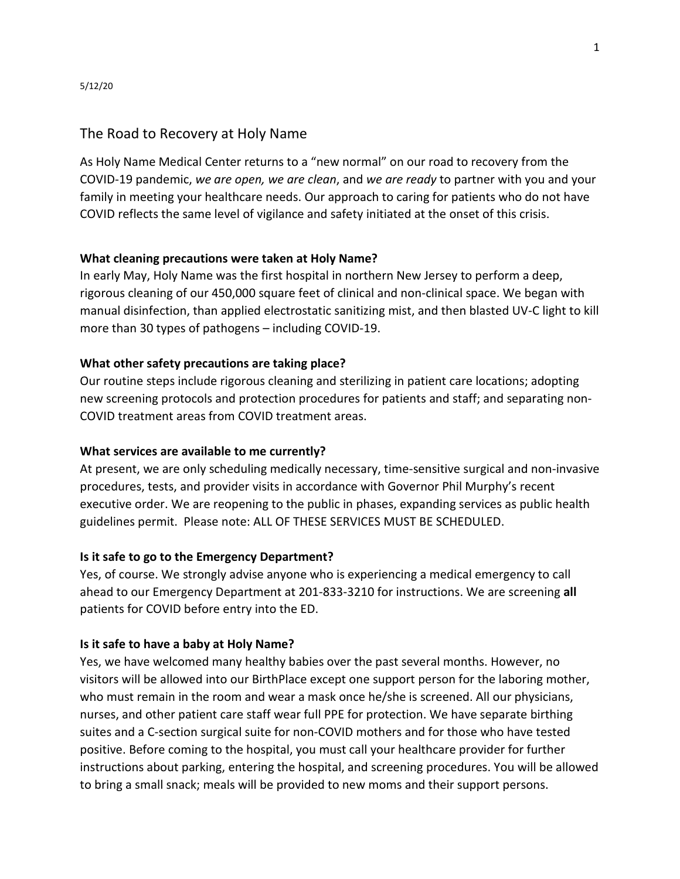5/12/20

# The Road to Recovery at Holy Name

As Holy Name Medical Center returns to a "new normal" on our road to recovery from the COVID-19 pandemic, *we are open, we are clean*, and *we are ready* to partner with you and your family in meeting your healthcare needs. Our approach to caring for patients who do not have COVID reflects the same level of vigilance and safety initiated at the onset of this crisis.

**What cleaning precautions were taken at Holy Name?**

In early May, Holy Name was the first hospital in northern New Jersey to perform a deep, rigorous cleaning of our 450,000 square feet of clinical and non-clinical space. We began with manual disinfection, than applied electrostatic sanitizing mist, and then blasted UV-C light to kill more than 30 types of pathogens – including COVID-19.

**What other safety precautions are taking place?**

Our routine steps include rigorous cleaning and sterilizing in patient care locations; adopting new screening protocols and protection procedures for patients and staff; and separating non-COVID treatment areas from COVID treatment areas.

**What services are available to me currently?**

At present, we are only scheduling medically necessary, time-sensitive surgical and non-invasive procedures, tests, and provider visits in accordance with Governor Phil Murphy's recent executive order. We are reopening to the public in phases, expanding services as public health guidelines permit. Please note: ALL OF THESE SERVICES MUST BE SCHEDULED.

**Is it safe to go to the Emergency Department?**

Yes, of course. We strongly advise anyone who is experiencing a medical emergency to call ahead to our Emergency Department at 201-833-3210 for instructions. We are screening **all** patients for COVID before entry into the ED.

**Is it safe to have a baby at Holy Name?**

Yes, we have welcomed many healthy babies over the past several months. However, no visitors will be allowed into our BirthPlace except one support person for the laboring mother, who must remain in the room and wear a mask once he/she is screened. All our physicians, nurses, and other patient care staff wear full PPE for protection. We have separate birthing suites and a C-section surgical suite for non-COVID mothers and for those who have tested positive. Before coming to the hospital, you must call your healthcare provider for further instructions about parking, entering the hospital, and screening procedures. You will be allowed to bring a small snack; meals will be provided to new moms and their support persons.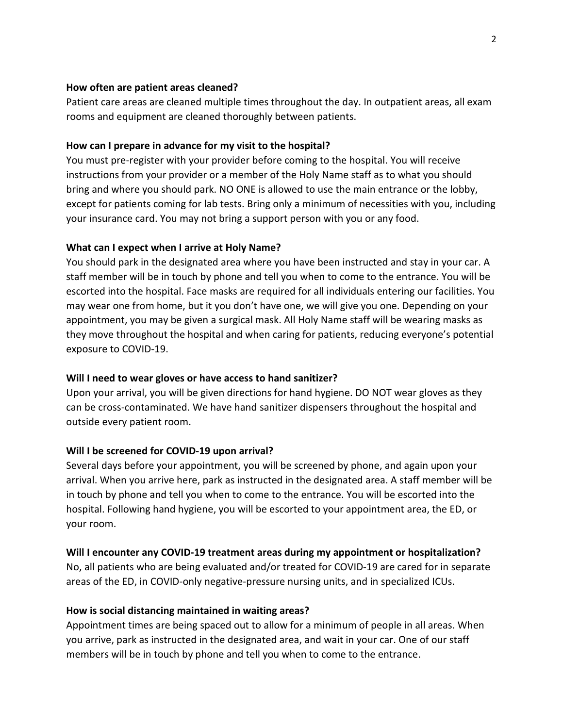**How often are patient areas cleaned?**

Patient care areas are cleaned multiple times throughout the day. In outpatient areas, all exam rooms and equipment are cleaned thoroughly between patients.

**How can I prepare in advance for my visit to the hospital?**

You must pre-register with your provider before coming to the hospital. You will receive instructions from your provider or a member of the Holy Name staff as to what you should bring and where you should park. NO ONE is allowed to use the main entrance or the lobby, except for patients coming for lab tests. Bring only a minimum of necessities with you, including your insurance card. You may not bring a support person with you or any food.

**What can I expect when I arrive at Holy Name?**

You should park in the designated area where you have been instructed and stay in your car. A staff member will be in touch by phone and tell you when to come to the entrance. You will be escorted into the hospital. Face masks are required for all individuals entering our facilities. You may wear one from home, but it you don't have one, we will give you one. Depending on your appointment, you may be given a surgical mask. All Holy Name staff will be wearing masks as they move throughout the hospital and when caring for patients, reducing everyone's potential exposure to COVID-19.

**Will I need to wear gloves or have access to hand sanitizer?**

Upon your arrival, you will be given directions for hand hygiene. DO NOT wear gloves as they can be cross-contaminated. We have hand sanitizer dispensers throughout the hospital and outside every patient room.

**Will I be screened for COVID-19 upon arrival?**

Several days before your appointment, you will be screened by phone, and again upon your arrival. When you arrive here, park as instructed in the designated area. A staff member will be in touch by phone and tell you when to come to the entrance. You will be escorted into the hospital. Following hand hygiene, you will be escorted to your appointment area, the ED, or your room.

**Will I encounter any COVID-19 treatment areas during my appointment or hospitalization?**

No, all patients who are being evaluated and/or treated for COVID-19 are cared for in separate areas of the ED, in COVID-only negative-pressure nursing units, and in specialized ICUs.

**How is social distancing maintained in waiting areas?**

Appointment times are being spaced out to allow for a minimum of people in all areas. When you arrive, park as instructed in the designated area, and wait in your car. One of our staff members will be in touch by phone and tell you when to come to the entrance.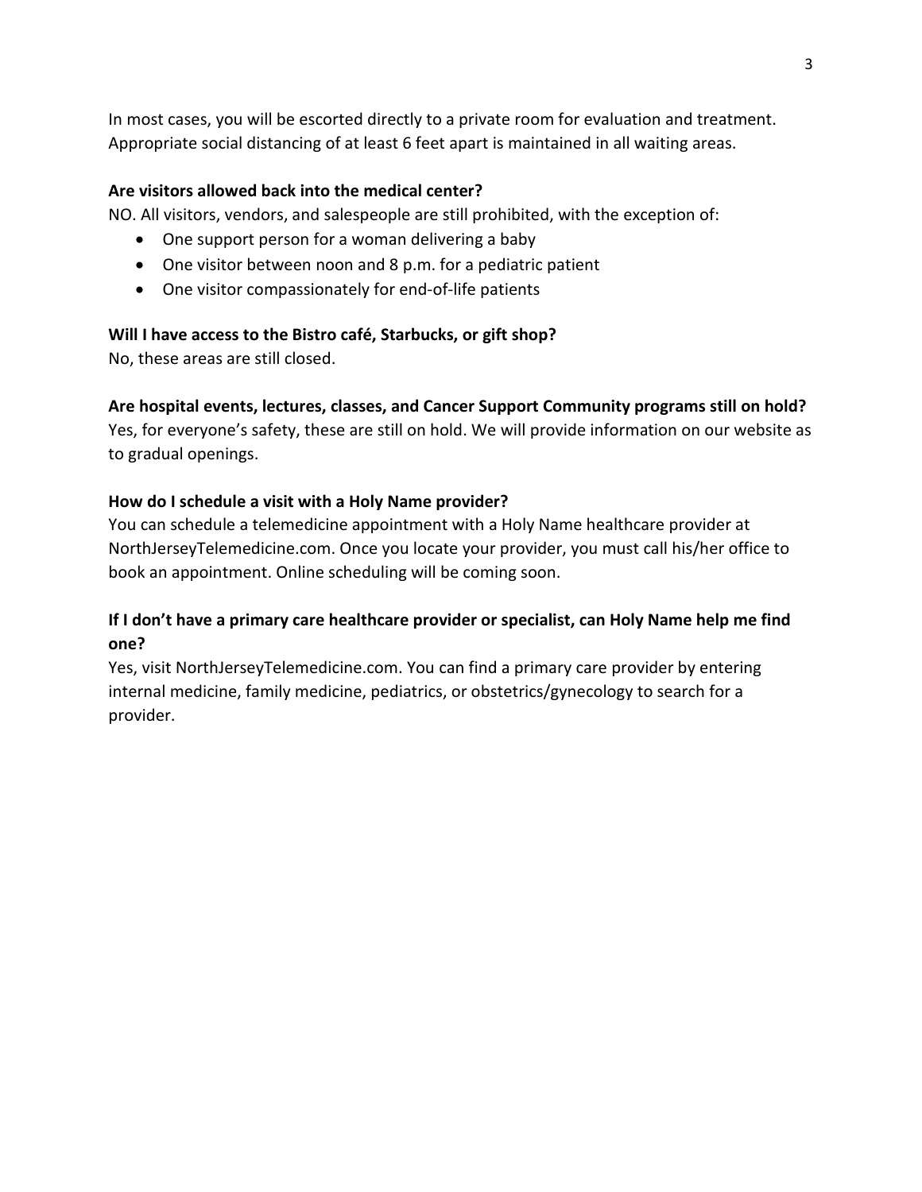In most cases, you will be escorted directly to a private room for evaluation and treatment. Appropriate social distancing of at least 6 feet apart is maintained in all waiting areas.

**Are visitors allowed back into the medical center?**

NO. All visitors, vendors, and salespeople are still prohibited, with the exception of:

- One support person for a woman delivering a baby
- One visitor between noon and 8 p.m. for a pediatric patient
- One visitor compassionately for end-of-life patients

**Will I have access to the Bistro café, Starbucks, or gift shop?**

No, these areas are still closed.

**Are hospital events, lectures, classes, and Cancer Support Community programs still on hold?**

Yes, for everyone's safety, these are still on hold. We will provide information on our website as to gradual openings.

**How do I schedule a visit with a Holy Name provider?**

You can schedule a telemedicine appointment with a Holy Name healthcare provider at NorthJerseyTelemedicine.com. Once you locate your provider, you must call his/her office to book an appointment. Online scheduling will be coming soon.

**If I don't have a primary care healthcare provider or specialist, can Holy Name help me find one?**

Yes, visit NorthJerseyTelemedicine.com. You can find a primary care provider by entering internal medicine, family medicine, pediatrics, or obstetrics/gynecology to search for a provider.